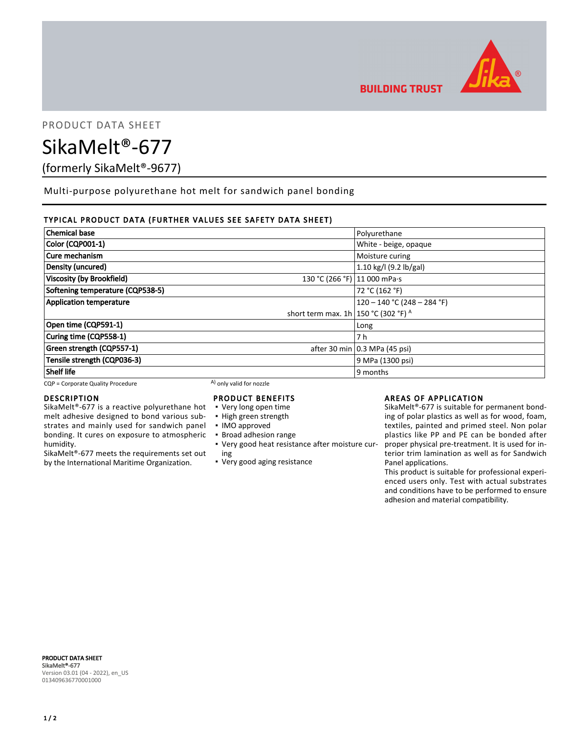BUILDING TRUST

PRODUCT DATA SHEET

# SikaMelt®-677

(formerly SikaMelt®-9677)

Multi-purpose polyurethane hot melt for sandwich panel bonding

## TYPICAL PRODUCT DATA (FURTHER VALUES SEE SAFETY DATA SHEET)

| Property | Condition | Value |
|---|---|---|
| **Chemical base** | | Polyurethane |
| **Color (CQP001-1)** | | White - beige, opaque |
| **Cure mechanism** | | Moisture curing |
| **Density (uncured)** | | 1.10 kg/l (9.2 lb/gal) |
| **Viscosity (by Brookfield)** | 130 °C (266 °F) | 11 000 mPa·s |
| **Softening temperature (CQP538-5)** | | 72 °C (162 °F) |
| **Application temperature** | | 120 – 140 °C (248 – 284 °F) |
| | short term max. 1h | 150 °C (302 °F) [A] |
| **Open time (CQP591-1)** | | Long |
| **Curing time (CQP558-1)** | | 7 h |
| **Green strength (CQP557-1)** | after 30 min | 0.3 MPa (45 psi) |
| **Tensile strength (CQP036-3)** | | 9 MPa (1300 psi) |
| **Shelf life** | | 9 months |

CQP = Corporate Quality Procedure

A) only valid for nozzle

## DESCRIPTION

SikaMelt®-677 is a reactive polyurethane hot melt adhesive designed to bond various substrates and mainly used for sandwich panel bonding. It cures on exposure to atmospheric humidity.

SikaMelt®-677 meets the requirements set out by the International Maritime Organization.

## PRODUCT BENEFITS

- Very long open time
- High green strength
- IMO approved
- Broad adhesion range
- Very good heat resistance after moisture curing
- Very good aging resistance

## AREAS OF APPLICATION

SikaMelt®-677 is suitable for permanent bonding of polar plastics as well as for wood, foam, textiles, painted and primed steel. Non polar plastics like PP and PE can be bonded after proper physical pre-treatment. It is used for interior trim lamination as well as for Sandwich Panel applications.

This product is suitable for professional experienced users only. Test with actual substrates and conditions have to be performed to ensure adhesion and material compatibility.

**PRODUCT DATA SHEET**
**SikaMelt®-677**
Version 03.01 (04 - 2022), en_US
013409636770001000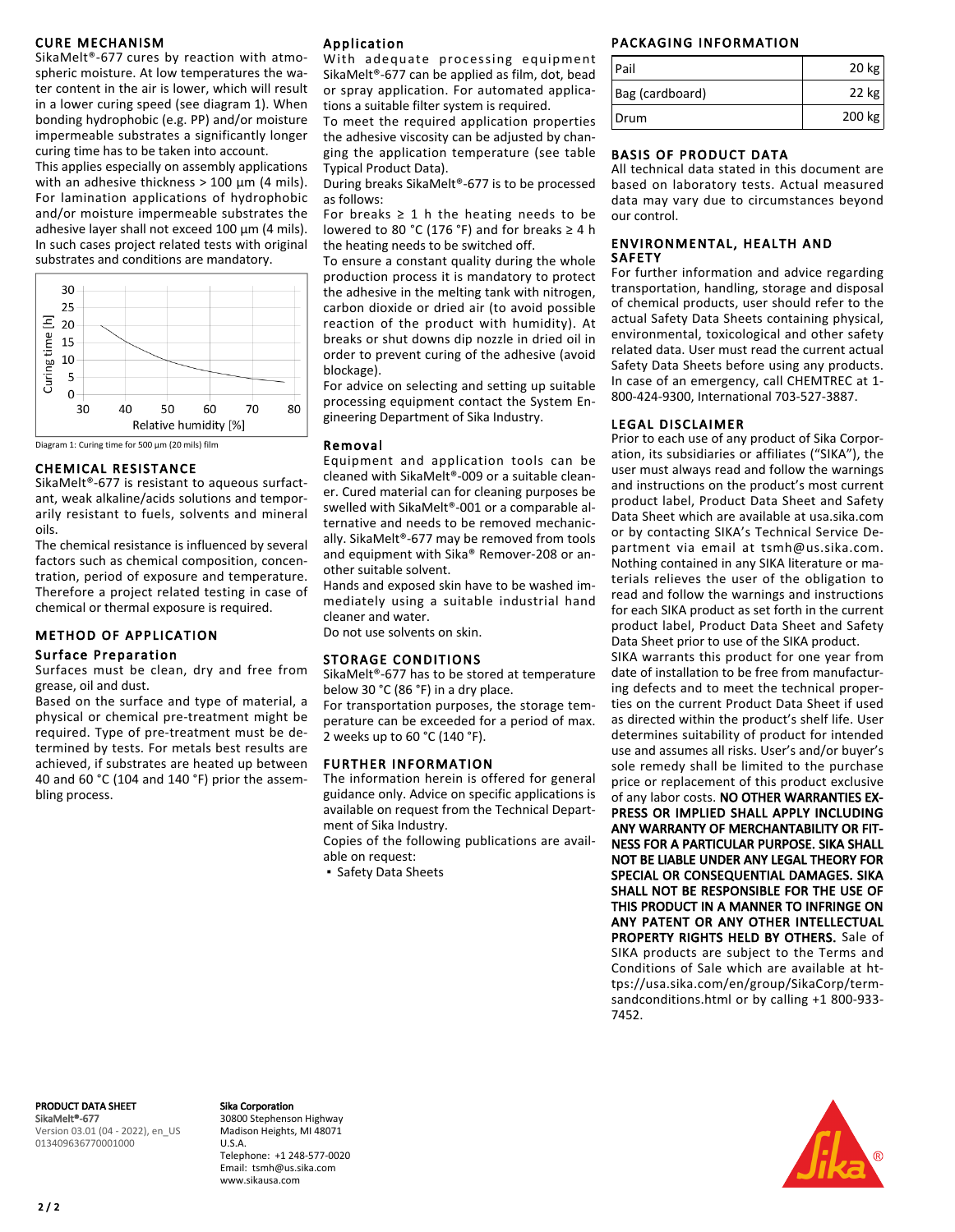## CURE MECHANISM

SikaMelt®-677 cures by reaction with atmospheric moisture. At low temperatures the water content in the air is lower, which will result in a lower curing speed (see diagram 1). When bonding hydrophobic (e.g. PP) and/or moisture impermeable substrates a significantly longer curing time has to be taken into account.

This applies especially on assembly applications with an adhesive thickness > 100 µm (4 mils). For lamination applications of hydrophobic and/or moisture impermeable substrates the adhesive layer shall not exceed 100 µm (4 mils). In such cases project related tests with original substrates and conditions are mandatory.

Curing time [h]
30
25
20
15
10
5
0
30 40 50 60 70 80
Relative humidity [%]

Diagram 1: Curing time for 500 µm (20 mils) film

## CHEMICAL RESISTANCE

SikaMelt®-677 is resistant to aqueous surfactant, weak alkaline/acids solutions and temporarily resistant to fuels, solvents and mineral oils.

The chemical resistance is influenced by several factors such as chemical composition, concentration, period of exposure and temperature. Therefore a project related testing in case of chemical or thermal exposure is required.

## METHOD OF APPLICATION

### Surface Preparation

Surfaces must be clean, dry and free from grease, oil and dust.

Based on the surface and type of material, a physical or chemical pre-treatment might be required. Type of pre-treatment must be determined by tests. For metals best results are achieved, if substrates are heated up between 40 and 60 °C (104 and 140 °F) prior the assembling process.

### Application

With adequate processing equipment SikaMelt®-677 can be applied as film, dot, bead or spray application. For automated applications a suitable filter system is required.

To meet the required application properties the adhesive viscosity can be adjusted by changing the application temperature (see table Typical Product Data).

During breaks SikaMelt®-677 is to be processed as follows:

For breaks ≥ 1 h the heating needs to be lowered to 80 °C (176 °F) and for breaks ≥ 4 h the heating needs to be switched off.

To ensure a constant quality during the whole production process it is mandatory to protect the adhesive in the melting tank with nitrogen, carbon dioxide or dried air (to avoid possible reaction of the product with humidity). At breaks or shut downs dip nozzle in dried oil in order to prevent curing of the adhesive (avoid blockage).

For advice on selecting and setting up suitable processing equipment contact the System Engineering Department of Sika Industry.

### Removal

Equipment and application tools can be cleaned with SikaMelt®-009 or a suitable cleaner. Cured material can for cleaning purposes be swelled with SikaMelt®-001 or a comparable alternative and needs to be removed mechanically. SikaMelt®-677 may be removed from tools and equipment with Sika® Remover-208 or another suitable solvent.

Hands and exposed skin have to be washed immediately using a suitable industrial hand cleaner and water.

Do not use solvents on skin.

## STORAGE CONDITIONS

SikaMelt®-677 has to be stored at temperature below 30 °C (86 °F) in a dry place.

For transportation purposes, the storage temperature can be exceeded for a period of max. 2 weeks up to 60 °C (140 °F).

## FURTHER INFORMATION

The information herein is offered for general guidance only. Advice on specific applications is available on request from the Technical Department of Sika Industry.

Copies of the following publications are available on request:

- Safety Data Sheets

## PACKAGING INFORMATION

| | |
|---|---|
| Pail | 20 kg |
| Bag (cardboard) | 22 kg |
| Drum | 200 kg |

## BASIS OF PRODUCT DATA

All technical data stated in this document are based on laboratory tests. Actual measured data may vary due to circumstances beyond our control.

## ENVIRONMENTAL, HEALTH AND SAFETY

For further information and advice regarding transportation, handling, storage and disposal of chemical products, user should refer to the actual Safety Data Sheets containing physical, environmental, toxicological and other safety related data. User must read the current actual Safety Data Sheets before using any products. In case of an emergency, call CHEMTREC at 1-800-424-9300, International 703-527-3887.

## LEGAL DISCLAIMER

Prior to each use of any product of Sika Corporation, its subsidiaries or affiliates ("SIKA"), the user must always read and follow the warnings and instructions on the product's most current product label, Product Data Sheet and Safety Data Sheet which are available at usa.sika.com or by contacting SIKA's Technical Service Department via email at tsmh@us.sika.com. Nothing contained in any SIKA literature or materials relieves the user of the obligation to read and follow the warnings and instructions for each SIKA product as set forth in the current product label, Product Data Sheet and Safety Data Sheet prior to use of the SIKA product.

SIKA warrants this product for one year from date of installation to be free from manufacturing defects and to meet the technical properties on the current Product Data Sheet if used as directed within the product's shelf life. User determines suitability of product for intended use and assumes all risks. User's and/or buyer's sole remedy shall be limited to the purchase price or replacement of this product exclusive of any labor costs. **NO OTHER WARRANTIES EXPRESS OR IMPLIED SHALL APPLY INCLUDING ANY WARRANTY OF MERCHANTABILITY OR FITNESS FOR A PARTICULAR PURPOSE. SIKA SHALL NOT BE LIABLE UNDER ANY LEGAL THEORY FOR SPECIAL OR CONSEQUENTIAL DAMAGES. SIKA SHALL NOT BE RESPONSIBLE FOR THE USE OF THIS PRODUCT IN A MANNER TO INFRINGE ON ANY PATENT OR ANY OTHER INTELLECTUAL PROPERTY RIGHTS HELD BY OTHERS.** Sale of SIKA products are subject to the Terms and Conditions of Sale which are available at https://usa.sika.com/en/group/SikaCorp/termsandconditions.html or by calling +1 800-933-7452.

**PRODUCT DATA SHEET**
**SikaMelt®-677**
Version 03.01 (04 - 2022), en_US
013409636770001000

**Sika Corporation**
30800 Stephenson Highway
Madison Heights, MI 48071
U.S.A.
Telephone: +1 248-577-0020
Email: tsmh@us.sika.com
www.sikausa.com